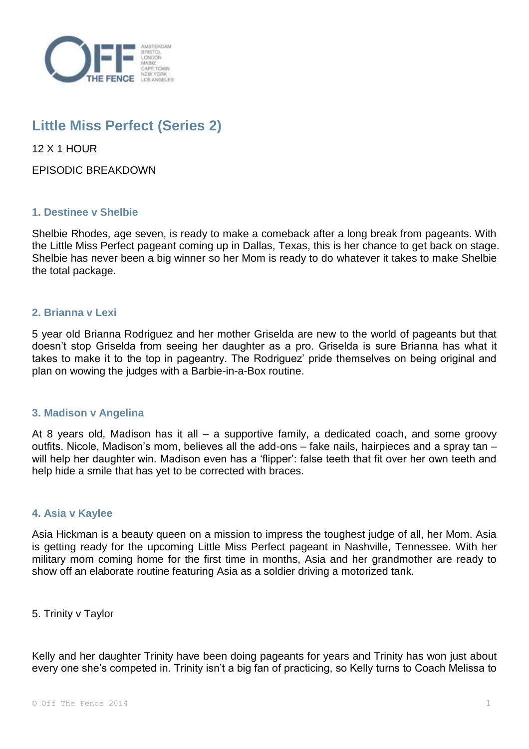# Little Miss Perfect (Series 2)

12 X 1 HOUR

EPISODIC BREAKDOWN

### 1. Destinee v Shelbie

Shelbie Rhodes, age seven, is ready to make a comeback after a long break from pageants. With the Little Miss Perfect pageant coming up in Dallas, Texas, this is her chance to get back on stage. Shelbie has never been a big winner so her Mom is ready to do whatever it takes to make Shelbie the total package.

### 2. Brianna v Lexi

5 year old Brianna Rodriguez and her mother Griselda are new to the world of pageants but that doesn't stop Griselda from seeing her daughter as a pro. Griselda is sure Brianna has what it takes to make it to the top in pageantry. The Rodriguez' pride themselves on being original and plan on wowing the judges with a Barbie-in-a-Box routine.

### 3. Madison v Angelina

At 8 years old, Madison has it all – a supportive family, a dedicated coach, and some groovy outfits. Nicole, Madison's mom, believes all the add-ons – fake nails, hairpieces and a spray tan – will help her daughter win. Madison even has a 'flipper': false teeth that fit over her own teeth and help hide a smile that has yet to be corrected with braces.

### 4. Asia v Kaylee

Asia Hickman is a beauty queen on a mission to impress the toughest judge of all, her Mom. Asia is getting ready for the upcoming Little Miss Perfect pageant in Nashville, Tennessee. With her military mom coming home for the first time in months, Asia and her grandmother are ready to show off an elaborate routine featuring Asia as a soldier driving a motorized tank.

5. Trinity v Taylor

Kelly and her daughter Trinity have been doing pageants for years and Trinity has won just about every one she's competed in. Trinity isn't a big fan of practicing, so Kelly turns to Coach Melissa to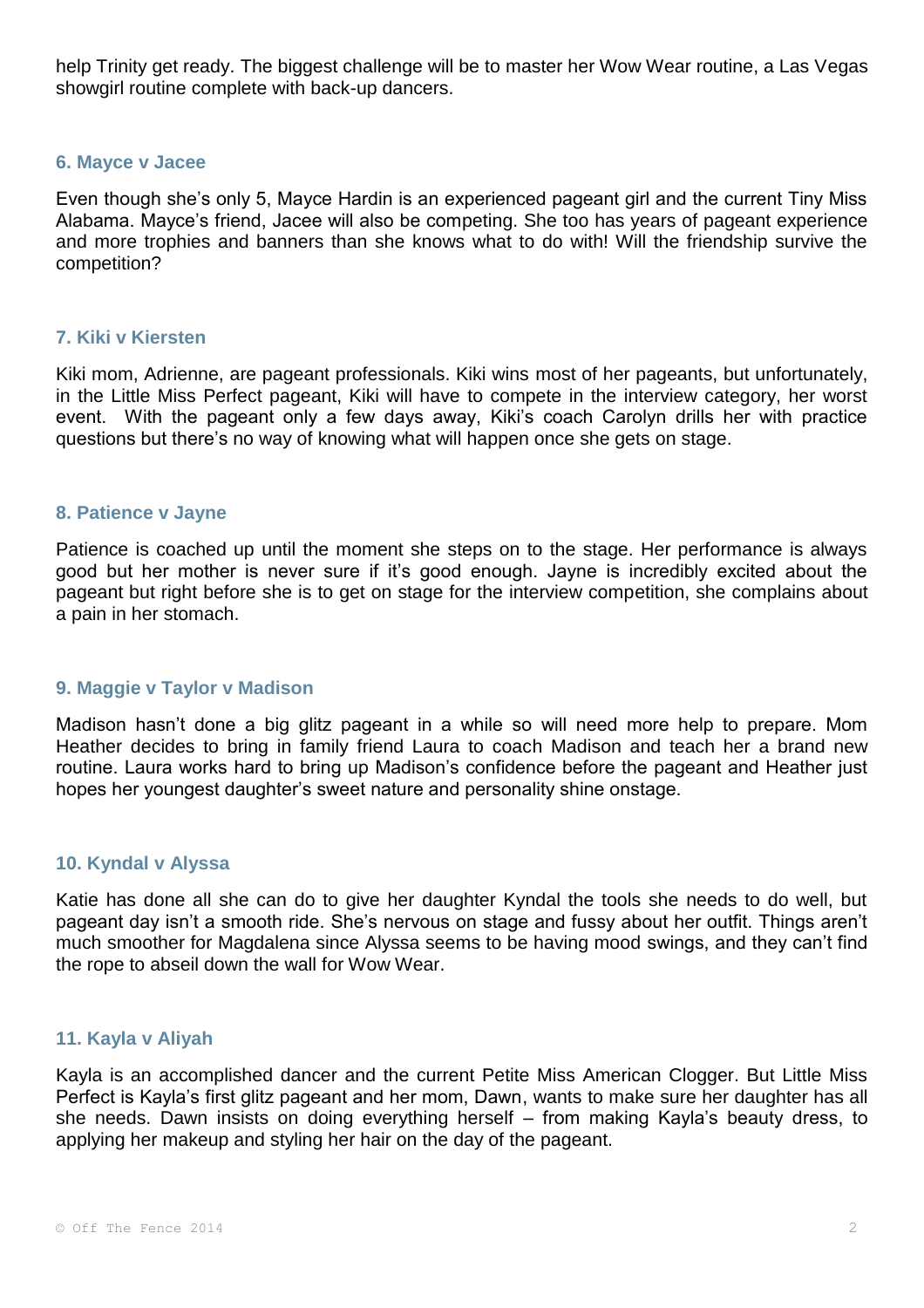help Trinity get ready. The biggest challenge will be to master her Wow Wear routine, a Las Vegas showgirl routine complete with back-up dancers.

### 6. Mayce v Jacee

Even though she's only 5, Mayce Hardin is an experienced pageant girl and the current Tiny Miss Alabama. Mayce's friend, Jacee will also be competing. She too has years of pageant experience and more trophies and banners than she knows what to do with! Will the friendship survive the competition?

### 7. Kiki v Kiersten

Kiki mom, Adrienne, are pageant professionals. Kiki wins most of her pageants, but unfortunately, in the Little Miss Perfect pageant, Kiki will have to compete in the interview category, her worst event. With the pageant only a few days away, Kiki's coach Carolyn drills her with practice questions but there's no way of knowing what will happen once she gets on stage.

### 8. Patience v Jayne

Patience is coached up until the moment she steps on to the stage. Her performance is always good but her mother is never sure if it's good enough. Jayne is incredibly excited about the pageant but right before she is to get on stage for the interview competition, she complains about a pain in her stomach.

### 9. Maggie v Taylor v Madison

Madison hasn't done a big glitz pageant in a while so will need more help to prepare. Mom Heather decides to bring in family friend Laura to coach Madison and teach her a brand new routine. Laura works hard to bring up Madison's confidence before the pageant and Heather just hopes her youngest daughter's sweet nature and personality shine onstage.

### 10. Kyndal v Alyssa

Katie has done all she can do to give her daughter Kyndal the tools she needs to do well, but pageant day isn't a smooth ride. She's nervous on stage and fussy about her outfit. Things aren't much smoother for Magdalena since Alyssa seems to be having mood swings, and they can't find the rope to abseil down the wall for Wow Wear.

### 11. Kayla v Aliyah

Kayla is an accomplished dancer and the current Petite Miss American Clogger. But Little Miss Perfect is Kayla's first glitz pageant and her mom, Dawn, wants to make sure her daughter has all she needs. Dawn insists on doing everything herself – from making Kayla's beauty dress, to applying her makeup and styling her hair on the day of the pageant.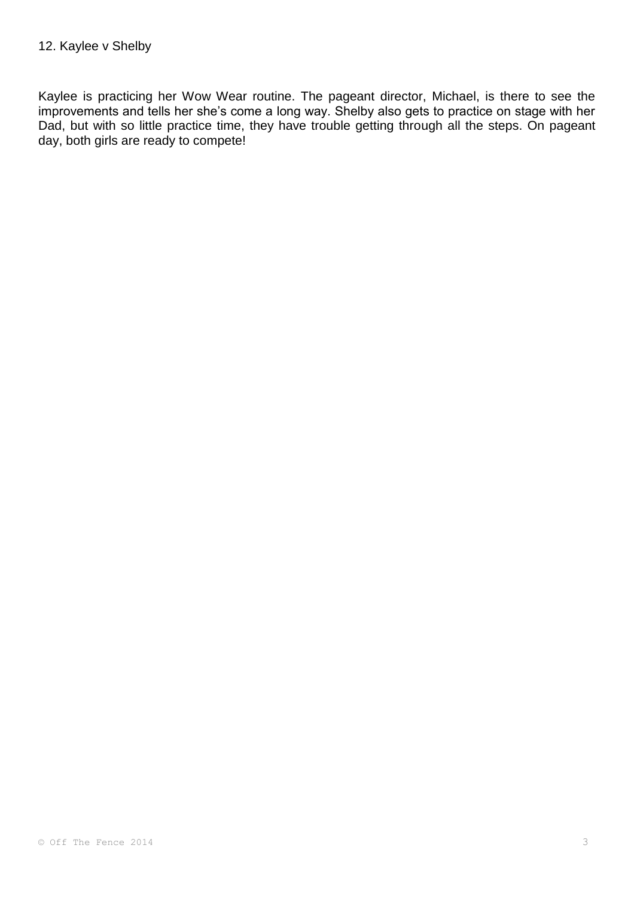12. Kaylee v Shelby

Kaylee is practicing her Wow Wear routine. The pageant director, Michael, is there to see the improvements and tells her she's come a long way. Shelby also gets to practice on stage with her Dad, but with so little practice time, they have trouble getting through all the steps. On pageant day, both girls are ready to compete!